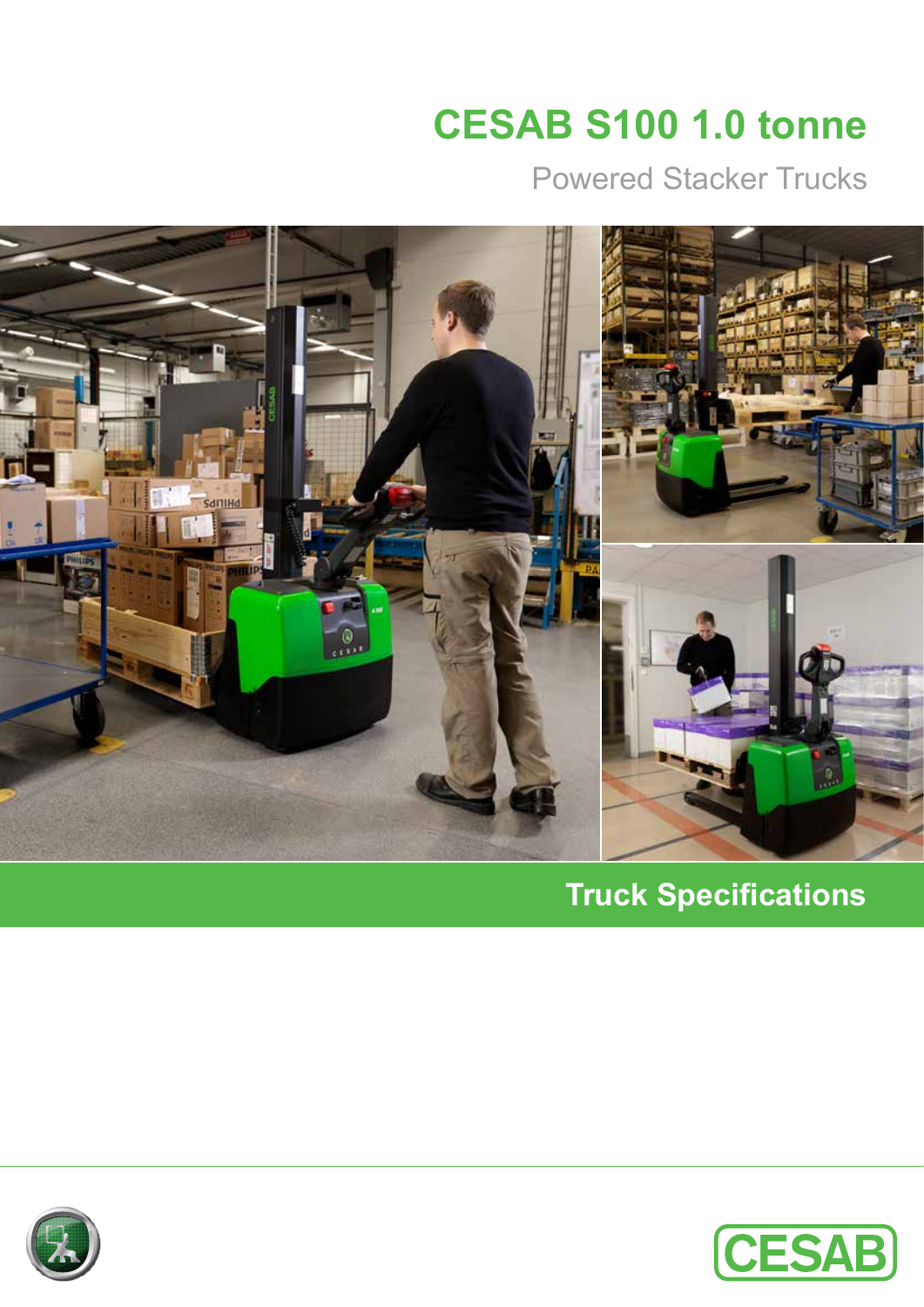# CESAB S100 1.0 tonne

Powered Stacker Trucks

## Truck Specifications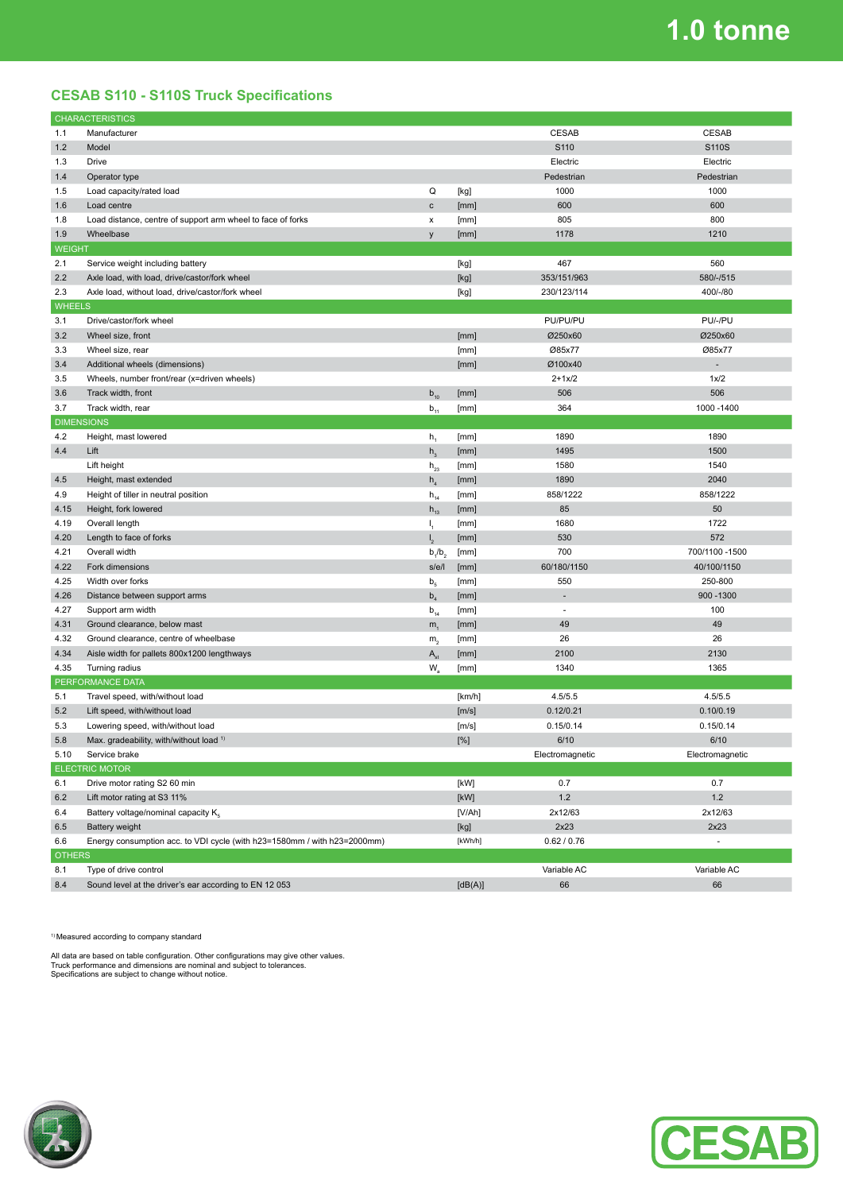# 1.0 tonne

## CESAB S110 - S110S Truck Specifications

| | | | | | |
|---|---|---|---|---|---|
| **CHARACTERISTICS** | | | | | |
| 1.1 | Manufacturer | | | CESAB | CESAB |
| 1.2 | Model | | | S110 | S110S |
| 1.3 | Drive | | | Electric | Electric |
| 1.4 | Operator type | | | Pedestrian | Pedestrian |
| 1.5 | Load capacity/rated load | Q | [kg] | 1000 | 1000 |
| 1.6 | Load centre | c | [mm] | 600 | 600 |
| 1.8 | Load distance, centre of support arm wheel to face of forks | x | [mm] | 805 | 800 |
| 1.9 | Wheelbase | y | [mm] | 1178 | 1210 |
| **WEIGHT** | | | | | |
| 2.1 | Service weight including battery | | [kg] | 467 | 560 |
| 2.2 | Axle load, with load, drive/castor/fork wheel | | [kg] | 353/151/963 | 580/-/515 |
| 2.3 | Axle load, without load, drive/castor/fork wheel | | [kg] | 230/123/114 | 400/-/80 |
| **WHEELS** | | | | | |
| 3.1 | Drive/castor/fork wheel | | | PU/PU/PU | PU/-/PU |
| 3.2 | Wheel size, front | | [mm] | Ø250x60 | Ø250x60 |
| 3.3 | Wheel size, rear | | [mm] | Ø85x77 | Ø85x77 |
| 3.4 | Additional wheels (dimensions) | | [mm] | Ø100x40 | - |
| 3.5 | Wheels, number front/rear (x=driven wheels) | | | 2+1x/2 | 1x/2 |
| 3.6 | Track width, front | $b_{10}$ | [mm] | 506 | 506 |
| 3.7 | Track width, rear | $b_{11}$ | [mm] | 364 | 1000 -1400 |
| **DIMENSIONS** | | | | | |
| 4.2 | Height, mast lowered | $h_1$ | [mm] | 1890 | 1890 |
| 4.4 | Lift | $h_3$ | [mm] | 1495 | 1500 |
| | Lift height | $h_{23}$ | [mm] | 1580 | 1540 |
| 4.5 | Height, mast extended | $h_4$ | [mm] | 1890 | 2040 |
| 4.9 | Height of tiller in neutral position | $h_{14}$ | [mm] | 858/1222 | 858/1222 |
| 4.15 | Height, fork lowered | $h_{13}$ | [mm] | 85 | 50 |
| 4.19 | Overall length | $l_1$ | [mm] | 1680 | 1722 |
| 4.20 | Length to face of forks | $l_2$ | [mm] | 530 | 572 |
| 4.21 | Overall width | $b_1/b_2$ | [mm] | 700 | 700/1100 -1500 |
| 4.22 | Fork dimensions | s/e/l | [mm] | 60/180/1150 | 40/100/1150 |
| 4.25 | Width over forks | $b_5$ | [mm] | 550 | 250-800 |
| 4.26 | Distance between support arms | $b_4$ | [mm] | - | 900 -1300 |
| 4.27 | Support arm width | $b_{14}$ | [mm] | - | 100 |
| 4.31 | Ground clearance, below mast | $m_1$ | [mm] | 49 | 49 |
| 4.32 | Ground clearance, centre of wheelbase | $m_2$ | [mm] | 26 | 26 |
| 4.34 | Aisle width for pallets 800x1200 lengthways | $A_{st}$ | [mm] | 2100 | 2130 |
| 4.35 | Turning radius | $W_a$ | [mm] | 1340 | 1365 |
| **PERFORMANCE DATA** | | | | | |
| 5.1 | Travel speed, with/without load | | [km/h] | 4.5/5.5 | 4.5/5.5 |
| 5.2 | Lift speed, with/without load | | [m/s] | 0.12/0.21 | 0.10/0.19 |
| 5.3 | Lowering speed, with/without load | | [m/s] | 0.15/0.14 | 0.15/0.14 |
| 5.8 | Max. gradeability, with/without load [1] | | [%] | 6/10 | 6/10 |
| 5.10 | Service brake | | | Electromagnetic | Electromagnetic |
| **ELECTRIC MOTOR** | | | | | |
| 6.1 | Drive motor rating S2 60 min | | [kW] | 0.7 | 0.7 |
| 6.2 | Lift motor rating at S3 11% | | [kW] | 1.2 | 1.2 |
| 6.4 | Battery voltage/nominal capacity $K_5$ | | [V/Ah] | 2x12/63 | 2x12/63 |
| 6.5 | Battery weight | | [kg] | 2x23 | 2x23 |
| 6.6 | Energy consumption acc. to VDI cycle (with h23=1580mm / with h23=2000mm) | | [kWh/h] | 0.62 / 0.76 | - |
| **OTHERS** | | | | | |
| 8.1 | Type of drive control | | | Variable AC | Variable AC |
| 8.4 | Sound level at the driver's ear according to EN 12 053 | | [dB(A)] | 66 | 66 |

[1] Measured according to company standard

All data are based on table configuration. Other configurations may give other values.
Truck performance and dimensions are nominal and subject to tolerances.
Specifications are subject to change without notice.

CESAB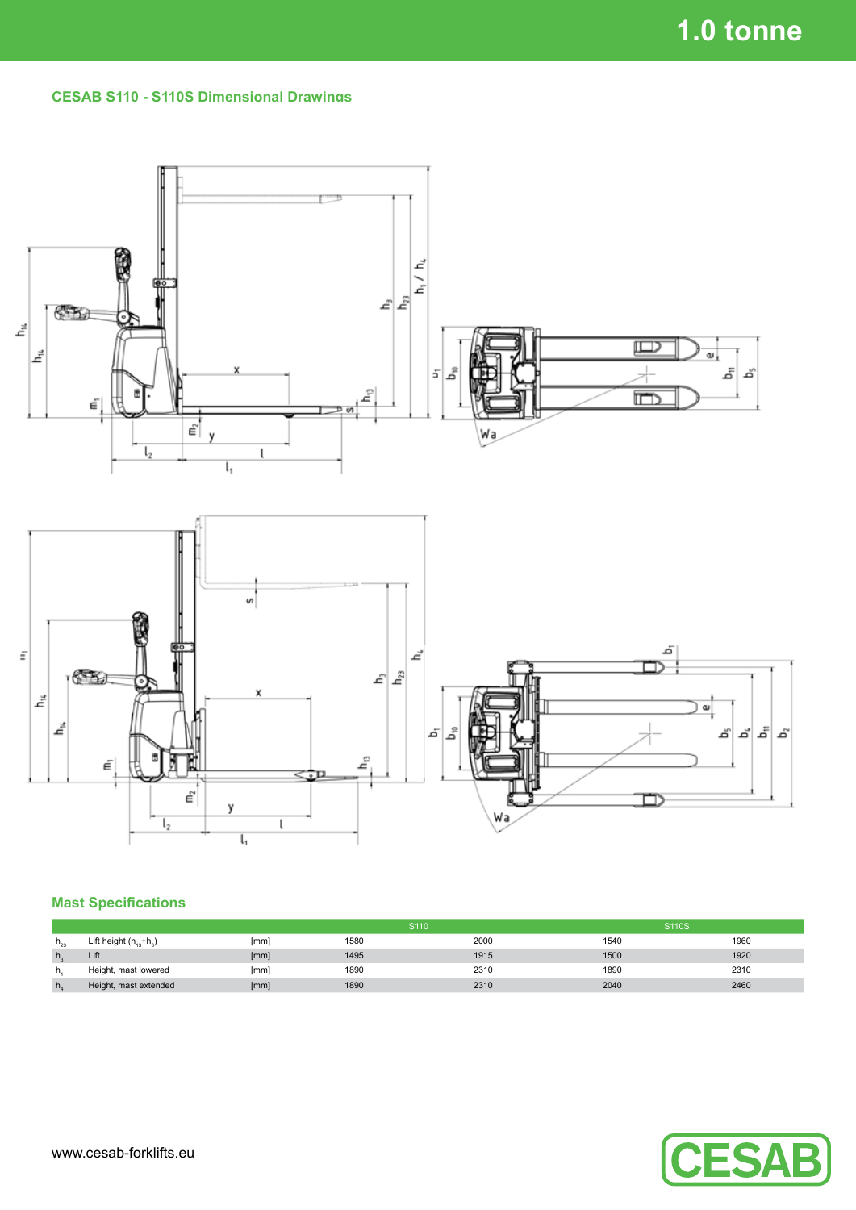# 1.0 tonne

## CESAB S110 - S110S Dimensional Drawings

## Mast Specifications

| | | | S110 | | S110S | |
|---|---|---|---|---|---|---|
| $h_{23}$ | Lift height ($h_{13}$+$h_3$) | [mm] | 1580 | 2000 | 1540 | 1960 |
| $h_3$ | Lift | [mm] | 1495 | 1915 | 1500 | 1920 |
| $h_1$ | Height, mast lowered | [mm] | 1890 | 2310 | 1890 | 2310 |
| $h_4$ | Height, mast extended | [mm] | 1890 | 2310 | 2040 | 2460 |

www.cesab-forklifts.eu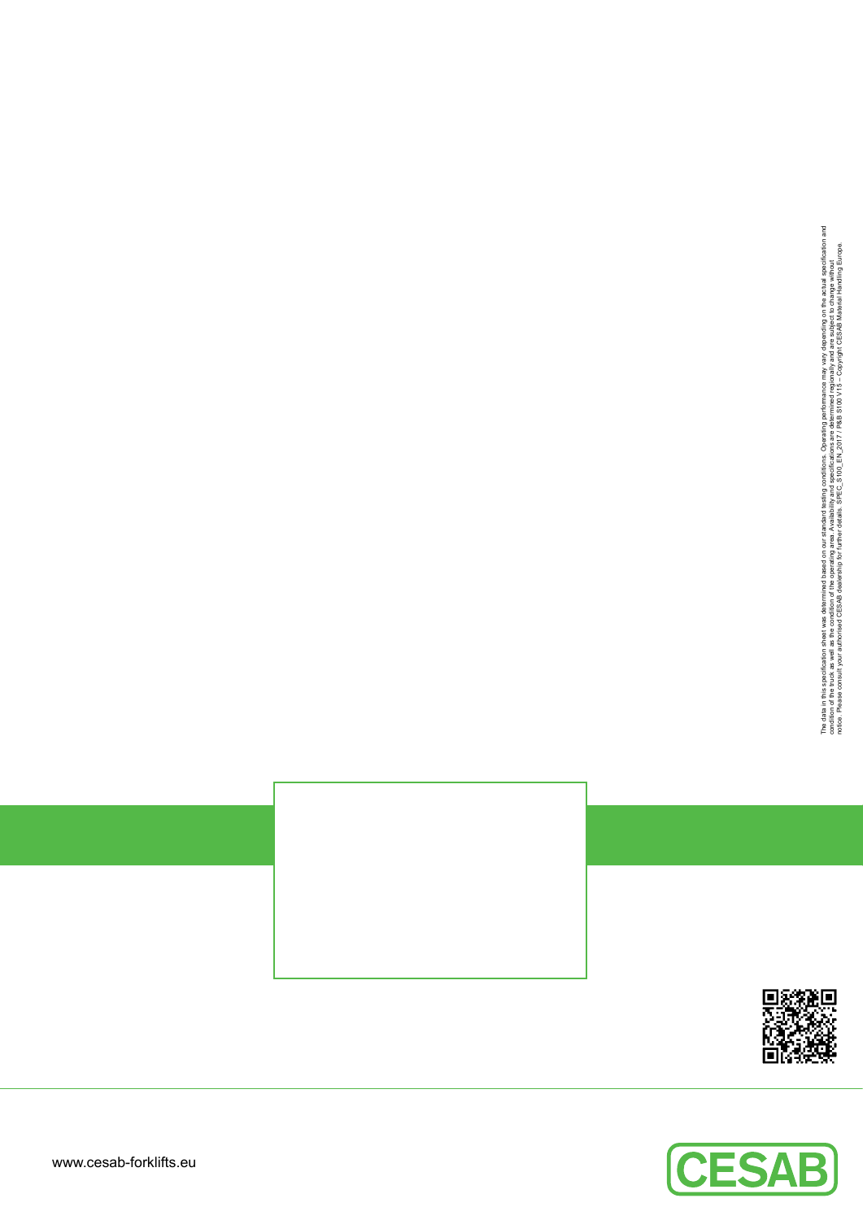The data in this specification sheet was determined based on our standard testing conditions. Operating performance may vary depending on the actual specification and condition of the truck as well as the condition of the operating area. Availability and specifications are determined regionally and are subject to change without notice. Please consult your authorised CESAB dealership for further details. SPEC_S100_EN_2017 / P&B S100 V15 – Copyright CESAB Material Handling Europe.

www.cesab-forklifts.eu

CESAB